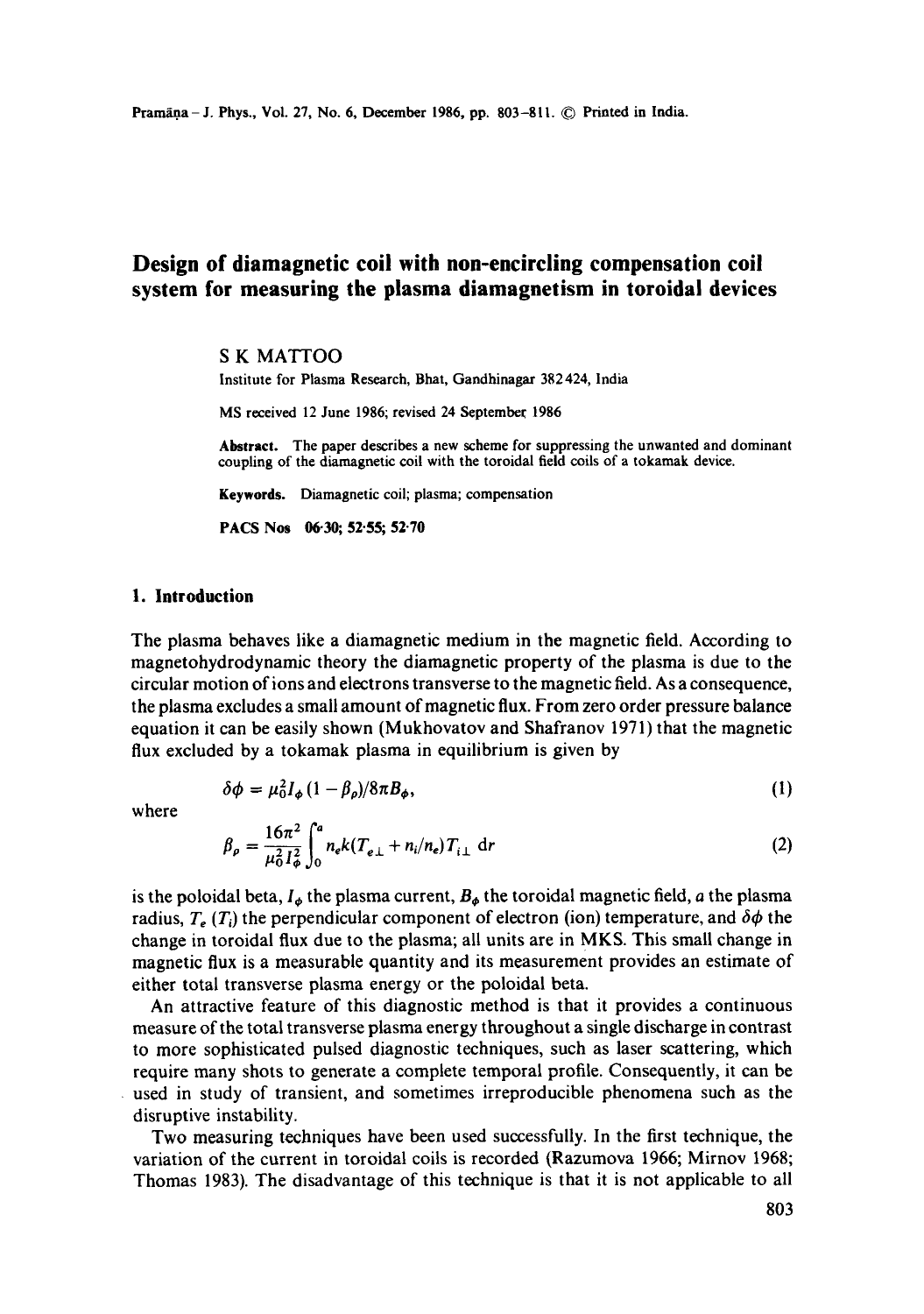# Design of diamagnetic coil with non-encircling compensation coil system for measuring the plasma diamagnetism in toroidal devices

S K MATTOO

Institute for Plasma Research, Bhat, Gandhinagar 382424, India

MS received 12 June 1986; revised 24 September 1986

**Abstract.** The paper describes a new scheme for suppressing the unwanted and dominant coupling of the diamagnetic coil with the toroidal field coils of a tokamak device.

**Keywords.** Diamagnetic coil; plasma; compensation

**PACS Nos** 06·30; 52·55; 52·70

## 1. Introduction

The plasma behaves like a diamagnetic medium in the magnetic field. According to magnetohydrodynamic theory the diamagnetic property of the plasma is due to the circular motion of ions and electrons transverse to the magnetic field. As a consequence, the plasma excludes a small amount of magnetic flux. From zero order pressure balance equation it can be easily shown (Mukhovatov and Shafranov 1971) that the magnetic flux excluded by a tokamak plasma in equilibrium is given by

$$\delta\phi = \mu_0^2 I_\phi (1 - \beta_\rho)/8\pi B_\phi, \tag{1}$$

where

$$\beta_\rho = \frac{16\pi^2}{\mu_0^2 I_\phi^2} \int_0^a n_e k (T_{e\perp} + n_i/n_e) T_{i\perp} \, \mathrm{d}r \tag{2}$$

is the poloidal beta, $I_\phi$ the plasma current, $B_\phi$ the toroidal magnetic field, $a$ the plasma radius, $T_e$ ($T_i$) the perpendicular component of electron (ion) temperature, and $\delta\phi$ the change in toroidal flux due to the plasma; all units are in MKS. This small change in magnetic flux is a measurable quantity and its measurement provides an estimate of either total transverse plasma energy or the poloidal beta.

An attractive feature of this diagnostic method is that it provides a continuous measure of the total transverse plasma energy throughout a single discharge in contrast to more sophisticated pulsed diagnostic techniques, such as laser scattering, which require many shots to generate a complete temporal profile. Consequently, it can be used in study of transient, and sometimes irreproducible phenomena such as the disruptive instability.

Two measuring techniques have been used successfully. In the first technique, the variation of the current in toroidal coils is recorded (Razumova 1966; Mirnov 1968; Thomas 1983). The disadvantage of this technique is that it is not applicable to all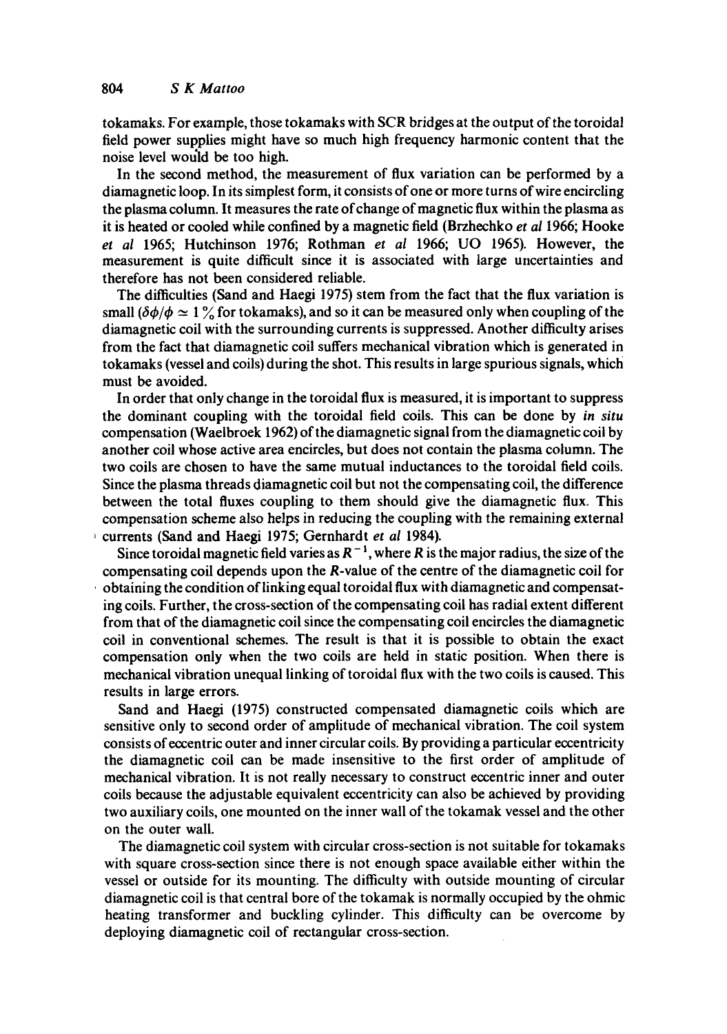tokamaks. For example, those tokamaks with SCR bridges at the output of the toroidal field power supplies might have so much high frequency harmonic content that the noise level would be too high.

In the second method, the measurement of flux variation can be performed by a diamagnetic loop. In its simplest form, it consists of one or more turns of wire encircling the plasma column. It measures the rate of change of magnetic flux within the plasma as it is heated or cooled while confined by a magnetic field (Brzhechko *et al* 1966; Hooke *et al* 1965; Hutchinson 1976; Rothman *et al* 1966; UO 1965). However, the measurement is quite difficult since it is associated with large uncertainties and therefore has not been considered reliable.

The difficulties (Sand and Haegi 1975) stem from the fact that the flux variation is small ($\delta\phi/\phi \simeq 1\,\%$ for tokamaks), and so it can be measured only when coupling of the diamagnetic coil with the surrounding currents is suppressed. Another difficulty arises from the fact that diamagnetic coil suffers mechanical vibration which is generated in tokamaks (vessel and coils) during the shot. This results in large spurious signals, which must be avoided.

In order that only change in the toroidal flux is measured, it is important to suppress the dominant coupling with the toroidal field coils. This can be done by *in situ* compensation (Waelbroek 1962) of the diamagnetic signal from the diamagnetic coil by another coil whose active area encircles, but does not contain the plasma column. The two coils are chosen to have the same mutual inductances to the toroidal field coils. Since the plasma threads diamagnetic coil but not the compensating coil, the difference between the total fluxes coupling to them should give the diamagnetic flux. This compensation scheme also helps in reducing the coupling with the remaining external currents (Sand and Haegi 1975; Gernhardt *et al* 1984).

Since toroidal magnetic field varies as $R^{-1}$, where $R$ is the major radius, the size of the compensating coil depends upon the $R$-value of the centre of the diamagnetic coil for obtaining the condition of linking equal toroidal flux with diamagnetic and compensating coils. Further, the cross-section of the compensating coil has radial extent different from that of the diamagnetic coil since the compensating coil encircles the diamagnetic coil in conventional schemes. The result is that it is possible to obtain the exact compensation only when the two coils are held in static position. When there is mechanical vibration unequal linking of toroidal flux with the two coils is caused. This results in large errors.

Sand and Haegi (1975) constructed compensated diamagnetic coils which are sensitive only to second order of amplitude of mechanical vibration. The coil system consists of eccentric outer and inner circular coils. By providing a particular eccentricity the diamagnetic coil can be made insensitive to the first order of amplitude of mechanical vibration. It is not really necessary to construct eccentric inner and outer coils because the adjustable equivalent eccentricity can also be achieved by providing two auxiliary coils, one mounted on the inner wall of the tokamak vessel and the other on the outer wall.

The diamagnetic coil system with circular cross-section is not suitable for tokamaks with square cross-section since there is not enough space available either within the vessel or outside for its mounting. The difficulty with outside mounting of circular diamagnetic coil is that central bore of the tokamak is normally occupied by the ohmic heating transformer and buckling cylinder. This difficulty can be overcome by deploying diamagnetic coil of rectangular cross-section.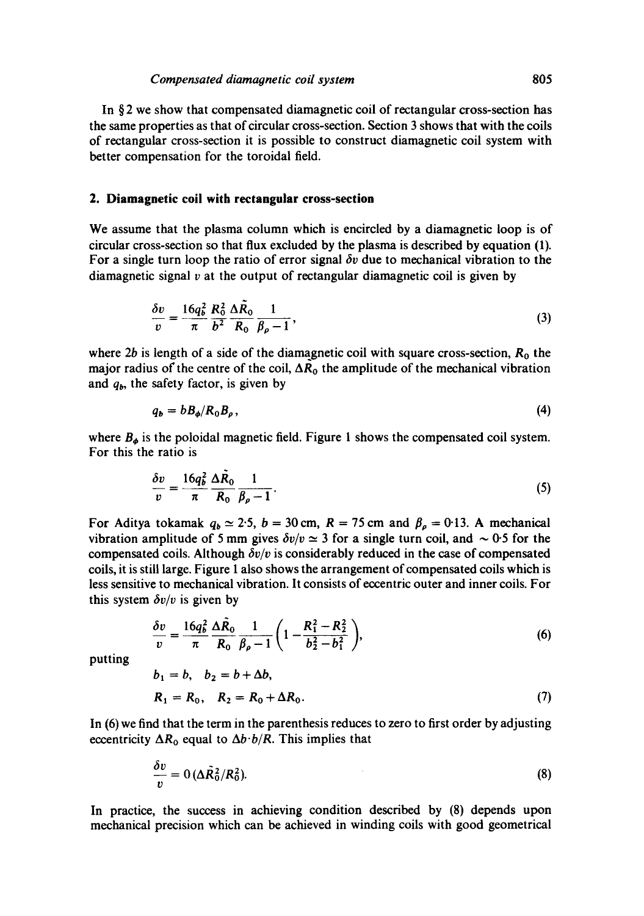In § 2 we show that compensated diamagnetic coil of rectangular cross-section has the same properties as that of circular cross-section. Section 3 shows that with the coils of rectangular cross-section it is possible to construct diamagnetic coil system with better compensation for the toroidal field.

## 2. Diamagnetic coil with rectangular cross-section

We assume that the plasma column which is encircled by a diamagnetic loop is of circular cross-section so that flux excluded by the plasma is described by equation (1). For a single turn loop the ratio of error signal $\delta v$ due to mechanical vibration to the diamagnetic signal $v$ at the output of rectangular diamagnetic coil is given by

$$\frac{\delta v}{v} = \frac{16 q_b^2}{\pi} \frac{R_0^2}{b^2} \frac{\Delta \tilde{R}_0}{R_0} \frac{1}{\beta_p - 1}, \tag{3}$$

where $2b$ is length of a side of the diamagnetic coil with square cross-section, $R_0$ the major radius of the centre of the coil, $\Delta R_0$ the amplitude of the mechanical vibration and $q_b$, the safety factor, is given by

$$q_b = b B_\phi / R_0 B_p, \tag{4}$$

where $B_\phi$ is the poloidal magnetic field. Figure 1 shows the compensated coil system. For this the ratio is

$$\frac{\delta v}{v} = \frac{16 q_b^2}{\pi} \frac{\Delta \tilde{R}_0}{R_0} \frac{1}{\beta_p - 1}. \tag{5}$$

For Aditya tokamak $q_b \simeq 2{\cdot}5$, $b = 30\,\text{cm}$, $R = 75\,\text{cm}$ and $\beta_p = 0{\cdot}13$. A mechanical vibration amplitude of 5 mm gives $\delta v/v \simeq 3$ for a single turn coil, and $\sim 0{\cdot}5$ for the compensated coils. Although $\delta v/v$ is considerably reduced in the case of compensated coils, it is still large. Figure 1 also shows the arrangement of compensated coils which is less sensitive to mechanical vibration. It consists of eccentric outer and inner coils. For this system $\delta v/v$ is given by

$$\frac{\delta v}{v} = \frac{16 q_b^2}{\pi} \frac{\Delta \tilde{R}_0}{R_0} \frac{1}{\beta_p - 1} \left(1 - \frac{R_1^2 - R_2^2}{b_2^2 - b_1^2}\right), \tag{6}$$

putting

$$b_1 = b, \quad b_2 = b + \Delta b,$$
$$R_1 = R_0, \quad R_2 = R_0 + \Delta R_0. \tag{7}$$

In (6) we find that the term in the parenthesis reduces to zero to first order by adjusting eccentricity $\Delta R_0$ equal to $\Delta b \cdot b/R$. This implies that

$$\frac{\delta v}{v} = 0(\Delta \tilde{R}_0^2 / R_0^2). \tag{8}$$

In practice, the success in achieving condition described by (8) depends upon mechanical precision which can be achieved in winding coils with good geometrical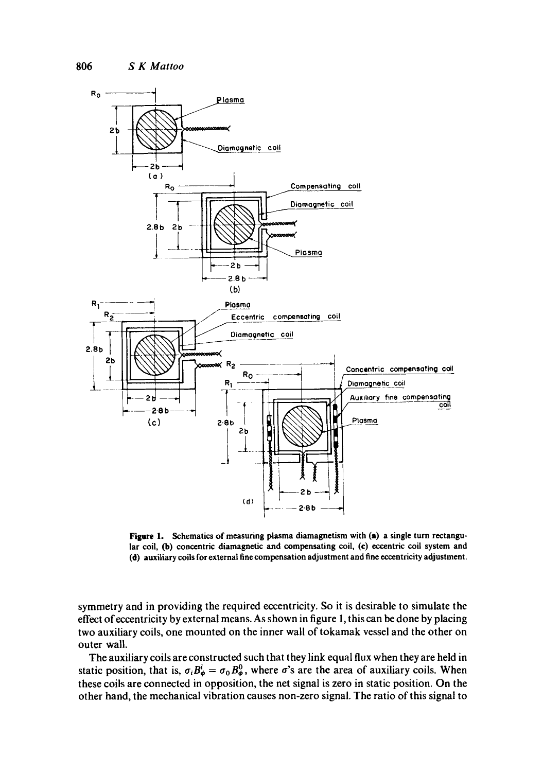**Figure 1.** Schematics of measuring plasma diamagnetism with (a) a single turn rectangular coil, (b) concentric diamagnetic and compensating coil, (c) eccentric coil system and (d) auxiliary coils for external fine compensation adjustment and fine eccentricity adjustment.

symmetry and in providing the required eccentricity. So it is desirable to simulate the effect of eccentricity by external means. As shown in figure 1, this can be done by placing two auxiliary coils, one mounted on the inner wall of tokamak vessel and the other on outer wall.

The auxiliary coils are constructed such that they link equal flux when they are held in static position, that is, $\sigma_i B_\phi^i = \sigma_0 B_\phi^0$, where $\sigma$'s are the area of auxiliary coils. When these coils are connected in opposition, the net signal is zero in static position. On the other hand, the mechanical vibration causes non-zero signal. The ratio of this signal to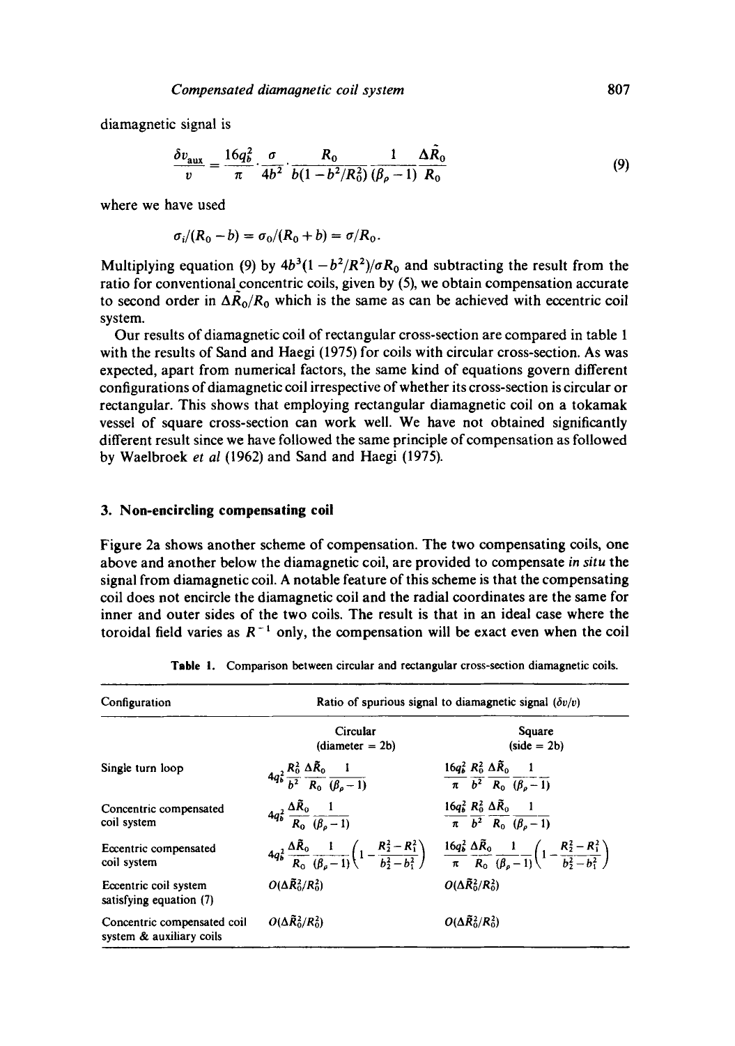diamagnetic signal is

$$\frac{\delta v_{\text{aux}}}{v} = \frac{16q_b^2}{\pi} \cdot \frac{\sigma}{4b^2} \cdot \frac{R_0}{b(1-b^2/R_0^2)} \frac{1}{(\beta_p - 1)} \frac{\Delta \tilde{R}_0}{R_0} \tag{9}$$

where we have used

$$\sigma_i/(R_0 - b) = \sigma_0/(R_0 + b) = \sigma/R_0.$$

Multiplying equation (9) by $4b^3(1-b^2/R^2)/\sigma R_0$ and subtracting the result from the ratio for conventional concentric coils, given by (5), we obtain compensation accurate to second order in $\Delta\tilde{R}_0/R_0$ which is the same as can be achieved with eccentric coil system.

Our results of diamagnetic coil of rectangular cross-section are compared in table 1 with the results of Sand and Haegi (1975) for coils with circular cross-section. As was expected, apart from numerical factors, the same kind of equations govern different configurations of diamagnetic coil irrespective of whether its cross-section is circular or rectangular. This shows that employing rectangular diamagnetic coil on a tokamak vessel of square cross-section can work well. We have not obtained significantly different result since we have followed the same principle of compensation as followed by Waelbroek *et al* (1962) and Sand and Haegi (1975).

## 3. Non-encircling compensating coil

Figure 2a shows another scheme of compensation. The two compensating coils, one above and another below the diamagnetic coil, are provided to compensate *in situ* the signal from diamagnetic coil. A notable feature of this scheme is that the compensating coil does not encircle the diamagnetic coil and the radial coordinates are the same for inner and outer sides of the two coils. The result is that in an ideal case where the toroidal field varies as $R^{-1}$ only, the compensation will be exact even when the coil

**Table 1.** Comparison between circular and rectangular cross-section diamagnetic coils.

| Configuration | Ratio of spurious signal to diamagnetic signal ($\delta v/v$) | |
|---|---|---|
| | Circular (diameter = 2b) | Square (side = 2b) |
| Single turn loop | $4q_b^2 \frac{R_0^2}{b^2} \frac{\Delta\tilde{R}_0}{R_0} \frac{1}{(\beta_p - 1)}$ | $\frac{16q_b^2}{\pi} \frac{R_0^2}{b^2} \frac{\Delta\tilde{R}_0}{R_0} \frac{1}{(\beta_p - 1)}$ |
| Concentric compensated coil system | $4q_b^2 \frac{\Delta\tilde{R}_0}{R_0} \frac{1}{(\beta_p - 1)}$ | $\frac{16q_b^2}{\pi} \frac{R_0^2}{b^2} \frac{\Delta\tilde{R}_0}{R_0} \frac{1}{(\beta_p - 1)}$ |
| Eccentric compensated coil system | $4q_b^2 \frac{\Delta\tilde{R}_0}{R_0} \frac{1}{(\beta_p - 1)} \left(1 - \frac{R_2^2 - R_1^2}{b_2^2 - b_1^2}\right)$ | $\frac{16q_b^2}{\pi} \frac{\Delta\tilde{R}_0}{R_0} \frac{1}{(\beta_p - 1)} \left(1 - \frac{R_2^2 - R_1^2}{b_2^2 - b_1^2}\right)$ |
| Eccentric coil system satisfying equation (7) | $O(\Delta\tilde{R}_0^2/R_0^2)$ | $O(\Delta\tilde{R}_0^2/R_0^2)$ |
| Concentric compensated coil system & auxiliary coils | $O(\Delta\tilde{R}_0^2/R_0^2)$ | $O(\Delta\tilde{R}_0^2/R_0^2)$ |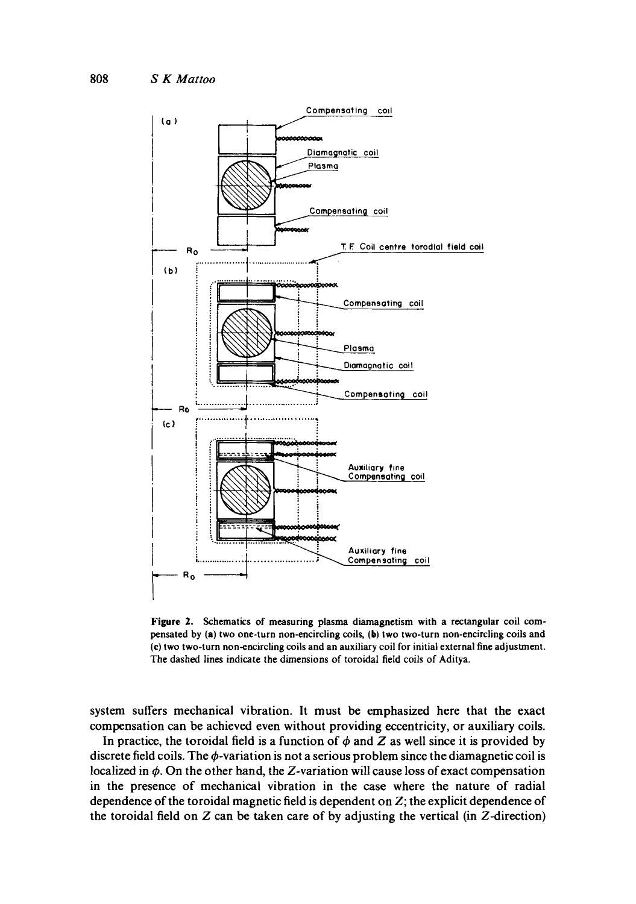**Figure 2.** Schematics of measuring plasma diamagnetism with a rectangular coil compensated by (**a**) two one-turn non-encircling coils, (**b**) two two-turn non-encircling coils and (**c**) two two-turn non-encircling coils and an auxiliary coil for initial external fine adjustment. The dashed lines indicate the dimensions of toroidal field coils of Aditya.

system suffers mechanical vibration. It must be emphasized here that the exact compensation can be achieved even without providing eccentricity, or auxiliary coils.

In practice, the toroidal field is a function of $\phi$ and $Z$ as well since it is provided by discrete field coils. The $\phi$-variation is not a serious problem since the diamagnetic coil is localized in $\phi$. On the other hand, the $Z$-variation will cause loss of exact compensation in the presence of mechanical vibration in the case where the nature of radial dependence of the toroidal magnetic field is dependent on $Z$; the explicit dependence of the toroidal field on $Z$ can be taken care of by adjusting the vertical (in $Z$-direction)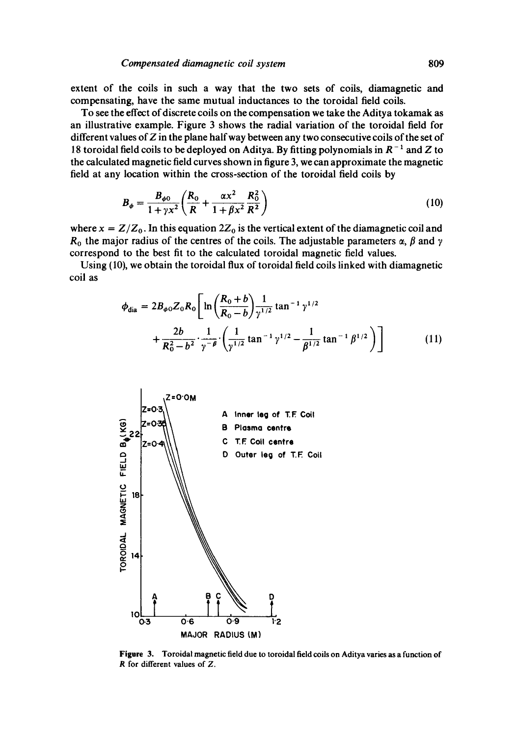extent of the coils in such a way that the two sets of coils, diamagnetic and compensating, have the same mutual inductances to the toroidal field coils.

To see the effect of discrete coils on the compensation we take the Aditya tokamak as an illustrative example. Figure 3 shows the radial variation of the toroidal field for different values of $Z$ in the plane half way between any two consecutive coils of the set of 18 toroidal field coils to be deployed on Aditya. By fitting polynomials in $R^{-1}$ and $Z$ to the calculated magnetic field curves shown in figure 3, we can approximate the magnetic field at any location within the cross-section of the toroidal field coils by

$$B_\phi = \frac{B_{\phi 0}}{1+\gamma x^2}\left(\frac{R_0}{R} + \frac{\alpha x^2}{1+\beta x^2}\frac{R_0^2}{R^2}\right) \tag{10}$$

where $x = Z/Z_0$. In this equation $2Z_0$ is the vertical extent of the diamagnetic coil and $R_0$ the major radius of the centres of the coils. The adjustable parameters $\alpha$, $\beta$ and $\gamma$ correspond to the best fit to the calculated toroidal magnetic field values.

Using (10), we obtain the toroidal flux of toroidal field coils linked with diamagnetic coil as

$$\phi_{\text{dia}} = 2B_{\phi 0}Z_0R_0\left[\ln\left(\frac{R_0+b}{R_0-b}\right)\frac{1}{\gamma^{1/2}}\tan^{-1}\gamma^{1/2} + \frac{2b}{R_0^2-b^2}\cdot\frac{1}{\gamma-\beta}\cdot\left(\frac{1}{\gamma^{1/2}}\tan^{-1}\gamma^{1/2} - \frac{1}{\beta^{1/2}}\tan^{-1}\beta^{1/2}\right)\right] \tag{11}$$

**Figure 3.** Toroidal magnetic field due to toroidal field coils on Aditya varies as a function of $R$ for different values of $Z$.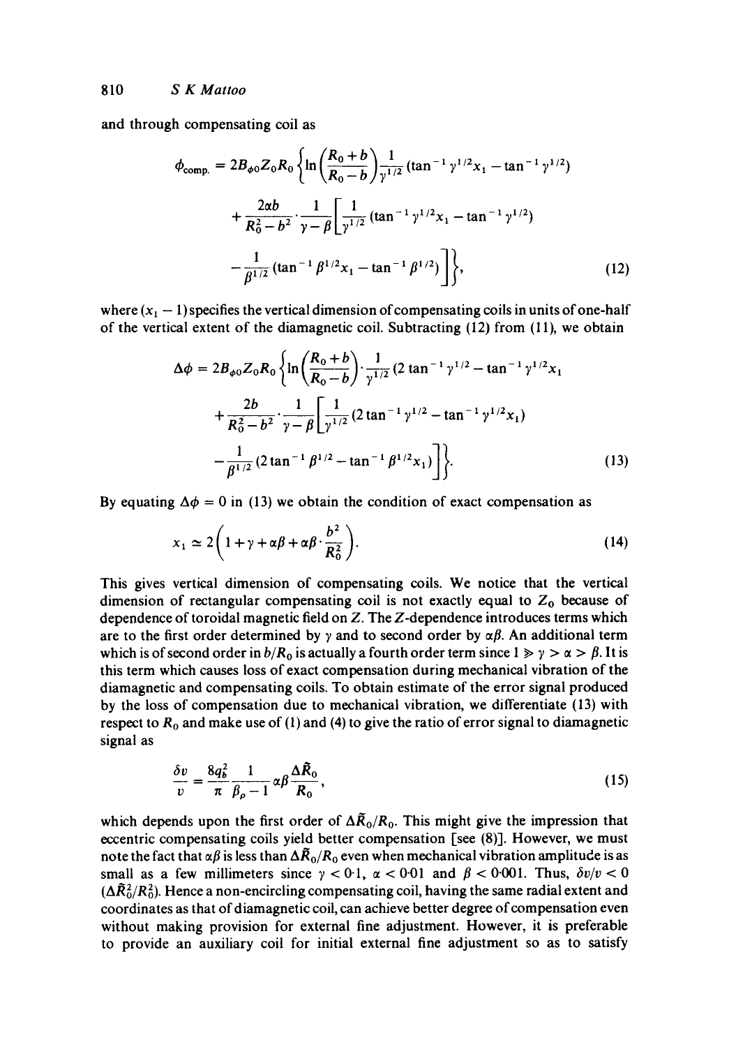and through compensating coil as

$$\phi_{\text{comp.}} = 2B_{\phi 0}Z_0R_0\left\{\ln\left(\frac{R_0+b}{R_0-b}\right)\frac{1}{\gamma^{1/2}}(\tan^{-1}\gamma^{1/2}x_1 - \tan^{-1}\gamma^{1/2}) + \frac{2\alpha b}{R_0^2-b^2}\cdot\frac{1}{\gamma-\beta}\left[\frac{1}{\gamma^{1/2}}(\tan^{-1}\gamma^{1/2}x_1 - \tan^{-1}\gamma^{1/2}) - \frac{1}{\beta^{1/2}}(\tan^{-1}\beta^{1/2}x_1 - \tan^{-1}\beta^{1/2})\right]\right\}, \tag{12}$$

where $(x_1 - 1)$ specifies the vertical dimension of compensating coils in units of one-half of the vertical extent of the diamagnetic coil. Subtracting (12) from (11), we obtain

$$\Delta\phi = 2B_{\phi 0}Z_0R_0\left\{\ln\left(\frac{R_0+b}{R_0-b}\right)\cdot\frac{1}{\gamma^{1/2}}(2\tan^{-1}\gamma^{1/2} - \tan^{-1}\gamma^{1/2}x_1 + \frac{2b}{R_0^2-b^2}\cdot\frac{1}{\gamma-\beta}\left[\frac{1}{\gamma^{1/2}}(2\tan^{-1}\gamma^{1/2} - \tan^{-1}\gamma^{1/2}x_1) - \frac{1}{\beta^{1/2}}(2\tan^{-1}\beta^{1/2} - \tan^{-1}\beta^{1/2}x_1)\right]\right\}. \tag{13}$$

By equating $\Delta\phi = 0$ in (13) we obtain the condition of exact compensation as

$$x_1 \simeq 2\left(1 + \gamma + \alpha\beta + \alpha\beta\cdot\frac{b^2}{R_0^2}\right). \tag{14}$$

This gives vertical dimension of compensating coils. We notice that the vertical dimension of rectangular compensating coil is not exactly equal to $Z_0$ because of dependence of toroidal magnetic field on $Z$. The $Z$-dependence introduces terms which are to the first order determined by $\gamma$ and to second order by $\alpha\beta$. An additional term which is of second order in $b/R_0$ is actually a fourth order term since $1 \gg \gamma > \alpha > \beta$. It is this term which causes loss of exact compensation during mechanical vibration of the diamagnetic and compensating coils. To obtain estimate of the error signal produced by the loss of compensation due to mechanical vibration, we differentiate (13) with respect to $R_0$ and make use of (1) and (4) to give the ratio of error signal to diamagnetic signal as

$$\frac{\delta v}{v} = \frac{8q_b^2}{\pi}\frac{1}{\beta_p - 1}\alpha\beta\frac{\Delta\tilde{R}_0}{R_0}, \tag{15}$$

which depends upon the first order of $\Delta\tilde{R}_0/R_0$. This might give the impression that eccentric compensating coils yield better compensation [see (8)]. However, we must note the fact that $\alpha\beta$ is less than $\Delta\tilde{R}_0/R_0$ even when mechanical vibration amplitude is as small as a few millimeters since $\gamma < 0{\cdot}1$, $\alpha < 0{\cdot}01$ and $\beta < 0{\cdot}001$. Thus, $\delta v/v < 0$ $(\Delta\tilde{R}_0^2/R_0^2)$. Hence a non-encircling compensating coil, having the same radial extent and coordinates as that of diamagnetic coil, can achieve better degree of compensation even without making provision for external fine adjustment. However, it is preferable to provide an auxiliary coil for initial external fine adjustment so as to satisfy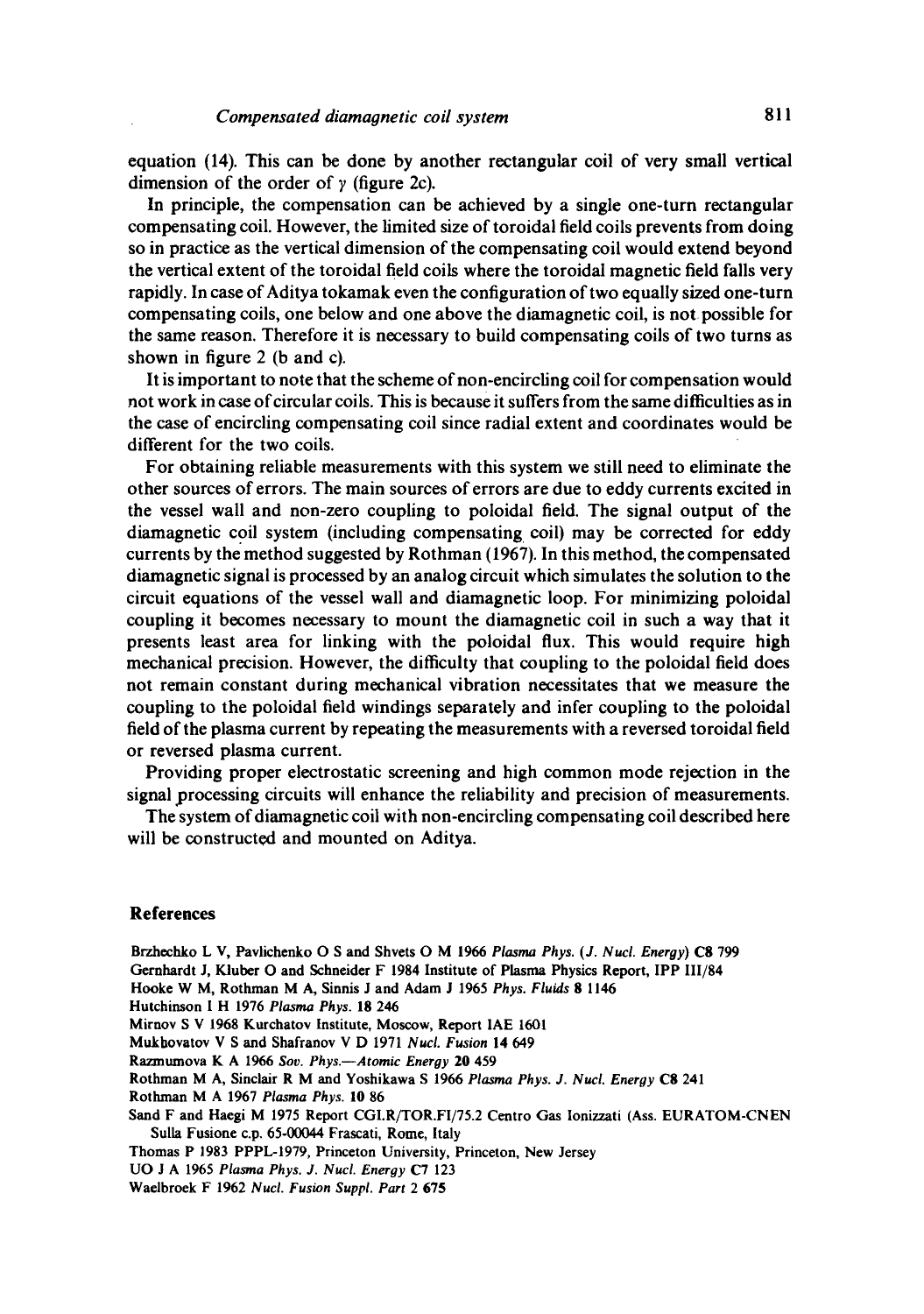equation (14). This can be done by another rectangular coil of very small vertical dimension of the order of $\gamma$ (figure 2c).

In principle, the compensation can be achieved by a single one-turn rectangular compensating coil. However, the limited size of toroidal field coils prevents from doing so in practice as the vertical dimension of the compensating coil would extend beyond the vertical extent of the toroidal field coils where the toroidal magnetic field falls very rapidly. In case of Aditya tokamak even the configuration of two equally sized one-turn compensating coils, one below and one above the diamagnetic coil, is not possible for the same reason. Therefore it is necessary to build compensating coils of two turns as shown in figure 2 (b and c).

It is important to note that the scheme of non-encircling coil for compensation would not work in case of circular coils. This is because it suffers from the same difficulties as in the case of encircling compensating coil since radial extent and coordinates would be different for the two coils.

For obtaining reliable measurements with this system we still need to eliminate the other sources of errors. The main sources of errors are due to eddy currents excited in the vessel wall and non-zero coupling to poloidal field. The signal output of the diamagnetic coil system (including compensating coil) may be corrected for eddy currents by the method suggested by Rothman (1967). In this method, the compensated diamagnetic signal is processed by an analog circuit which simulates the solution to the circuit equations of the vessel wall and diamagnetic loop. For minimizing poloidal coupling it becomes necessary to mount the diamagnetic coil in such a way that it presents least area for linking with the poloidal flux. This would require high mechanical precision. However, the difficulty that coupling to the poloidal field does not remain constant during mechanical vibration necessitates that we measure the coupling to the poloidal field windings separately and infer coupling to the poloidal field of the plasma current by repeating the measurements with a reversed toroidal field or reversed plasma current.

Providing proper electrostatic screening and high common mode rejection in the signal processing circuits will enhance the reliability and precision of measurements.

The system of diamagnetic coil with non-encircling compensating coil described here will be constructed and mounted on Aditya.

## References

Brzhechko L V, Pavlichenko O S and Shvets O M 1966 *Plasma Phys. (J. Nucl. Energy)* **C8** 799

Gernhardt J, Kluber O and Schneider F 1984 Institute of Plasma Physics Report, IPP III/84

Hooke W M, Rothman M A, Sinnis J and Adam J 1965 *Phys. Fluids* **8** 1146

Hutchinson I H 1976 *Plasma Phys.* **18** 246

Mirnov S V 1968 Kurchatov Institute, Moscow, Report IAE 1601

Mukhovatov V S and Shafranov V D 1971 *Nucl. Fusion* **14** 649

Razmumova K A 1966 *Sov. Phys.—Atomic Energy* **20** 459

Rothman M A, Sinclair R M and Yoshikawa S 1966 *Plasma Phys. J. Nucl. Energy* **C8** 241

Rothman M A 1967 *Plasma Phys.* **10** 86

Sand F and Haegi M 1975 Report CGI.R/TOR.FI/75.2 Centro Gas Ionizzati (Ass. EURATOM-CNEN Sulla Fusione c.p. 65-00044 Frascati, Rome, Italy

Thomas P 1983 PPPL-1979, Princeton University, Princeton, New Jersey

UO J A 1965 *Plasma Phys. J. Nucl. Energy* **C7** 123

Waelbroek F 1962 *Nucl. Fusion Suppl. Part 2* **675**